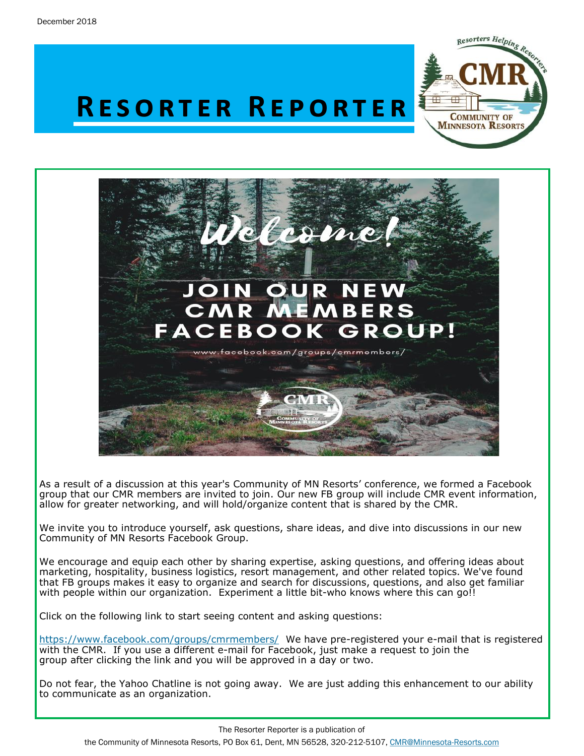December 2018

# Resorter Reporter

Welcome!

JOIN OUR NEW CMR MEMBERS FACEBOOK GROUP!

www.facebook.com/groups/cmrmembers/

As a result of a discussion at this year's Community of MN Resorts' conference, we formed a Facebook group that our CMR members are invited to join. Our new FB group will include CMR event information, allow for greater networking, and will hold/organize content that is shared by the CMR.

We invite you to introduce yourself, ask questions, share ideas, and dive into discussions in our new Community of MN Resorts Facebook Group.

We encourage and equip each other by sharing expertise, asking questions, and offering ideas about marketing, hospitality, business logistics, resort management, and other related topics. We've found that FB groups makes it easy to organize and search for discussions, questions, and also get familiar with people within our organization. Experiment a little bit-who knows where this can go!!

Click on the following link to start seeing content and asking questions:

https://www.facebook.com/groups/cmrmembers/ We have pre-registered your e-mail that is registered with the CMR. If you use a different e-mail for Facebook, just make a request to join the group after clicking the link and you will be approved in a day or two.

Do not fear, the Yahoo Chatline is not going away. We are just adding this enhancement to our ability to communicate as an organization.

The Resorter Reporter is a publication of the Community of Minnesota Resorts, PO Box 61, Dent, MN 56528, 320-212-5107, CMR@Minnesota-Resorts.com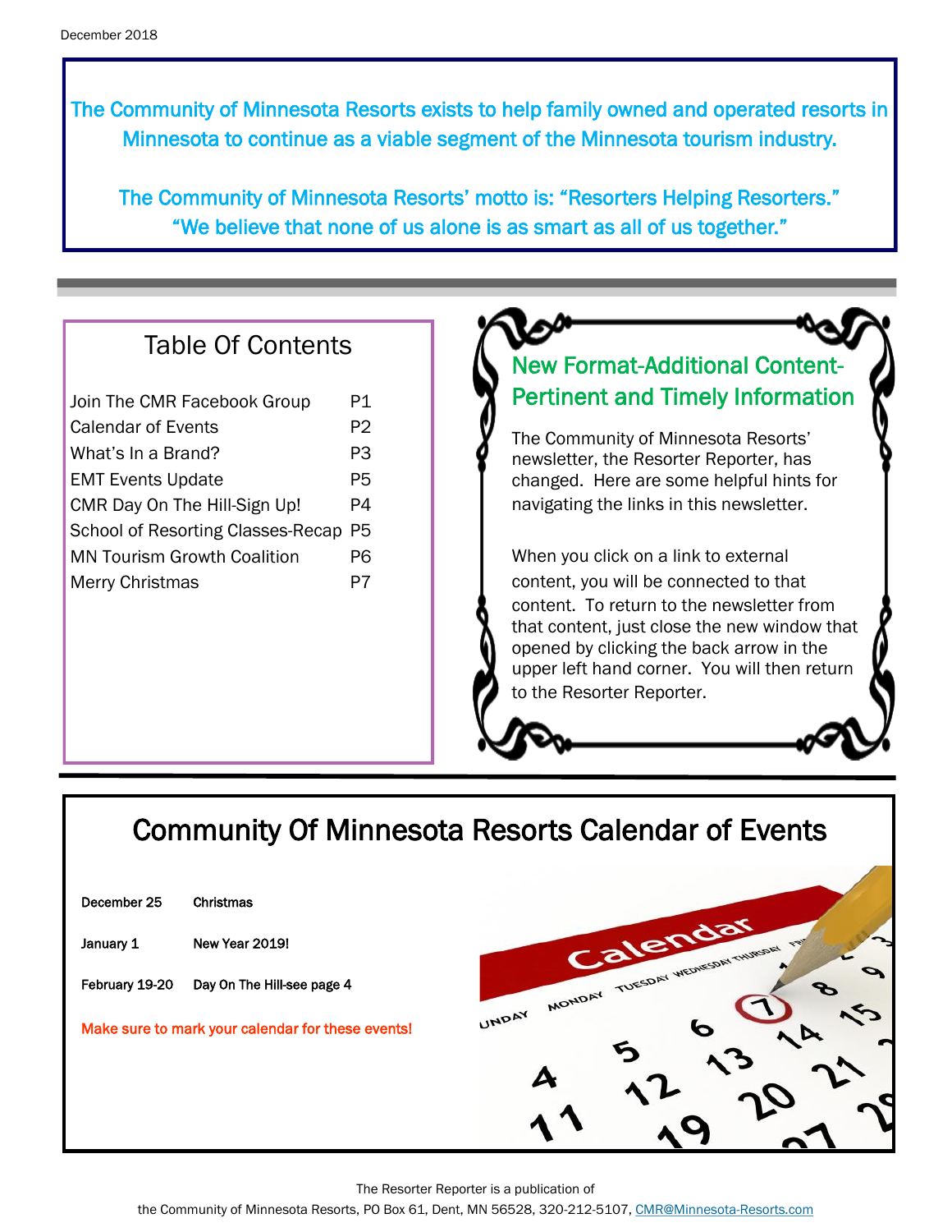December 2018

The Community of Minnesota Resorts exists to help family owned and operated resorts in Minnesota to continue as a viable segment of the Minnesota tourism industry.

The Community of Minnesota Resorts' motto is: "Resorters Helping Resorters." "We believe that none of us alone is as smart as all of us together."

## Table Of Contents

| | |
|---|---|
| Join The CMR Facebook Group | P1 |
| Calendar of Events | P2 |
| What's In a Brand? | P3 |
| EMT Events Update | P5 |
| CMR Day On The Hill-Sign Up! | P4 |
| School of Resorting Classes-Recap | P5 |
| MN Tourism Growth Coalition | P6 |
| Merry Christmas | P7 |

## New Format-Additional Content-Pertinent and Timely Information

The Community of Minnesota Resorts' newsletter, the Resorter Reporter, has changed. Here are some helpful hints for navigating the links in this newsletter.

When you click on a link to external content, you will be connected to that content. To return to the newsletter from that content, just close the new window that opened by clicking the back arrow in the upper left hand corner. You will then return to the Resorter Reporter.

## Community Of Minnesota Resorts Calendar of Events

| | |
|---|---|
| **December 25** | **Christmas** |
| **January 1** | **New Year 2019!** |
| **February 19-20** | **Day On The Hill-see page 4** |

**Make sure to mark your calendar for these events!**

The Resorter Reporter is a publication of
the Community of Minnesota Resorts, PO Box 61, Dent, MN 56528, 320-212-5107, CMR@Minnesota-Resorts.com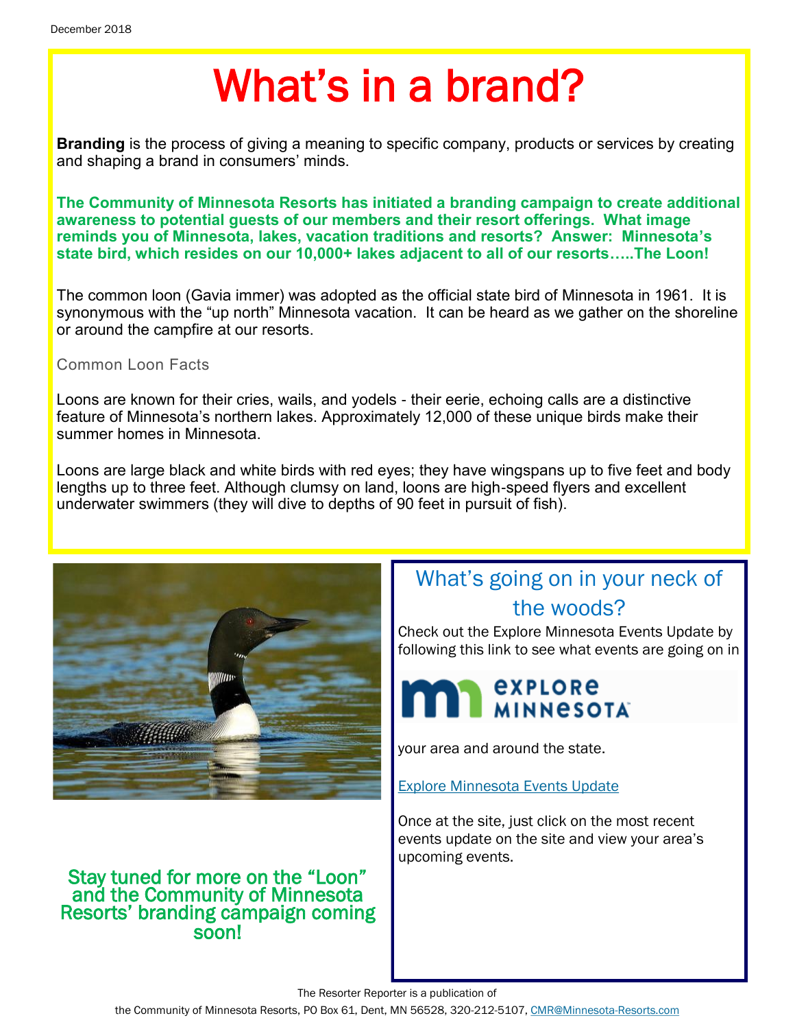# What's in a brand?

**Branding** is the process of giving a meaning to specific company, products or services by creating and shaping a brand in consumers' minds.

**The Community of Minnesota Resorts has initiated a branding campaign to create additional awareness to potential guests of our members and their resort offerings. What image reminds you of Minnesota, lakes, vacation traditions and resorts? Answer: Minnesota's state bird, which resides on our 10,000+ lakes adjacent to all of our resorts…..The Loon!**

The common loon (Gavia immer) was adopted as the official state bird of Minnesota in 1961. It is synonymous with the "up north" Minnesota vacation. It can be heard as we gather on the shoreline or around the campfire at our resorts.

### Common Loon Facts

Loons are known for their cries, wails, and yodels - their eerie, echoing calls are a distinctive feature of Minnesota's northern lakes. Approximately 12,000 of these unique birds make their summer homes in Minnesota.

Loons are large black and white birds with red eyes; they have wingspans up to five feet and body lengths up to three feet. Although clumsy on land, loons are high-speed flyers and excellent underwater swimmers (they will dive to depths of 90 feet in pursuit of fish).

Stay tuned for more on the "Loon" and the Community of Minnesota Resorts' branding campaign coming soon!

## What's going on in your neck of the woods?

Check out the Explore Minnesota Events Update by following this link to see what events are going on in

EXPLORE MINNESOTA

your area and around the state.

[Explore Minnesota Events Update]

Once at the site, just click on the most recent events update on the site and view your area's upcoming events.

The Resorter Reporter is a publication of the Community of Minnesota Resorts, PO Box 61, Dent, MN 56528, 320-212-5107, CMR@Minnesota-Resorts.com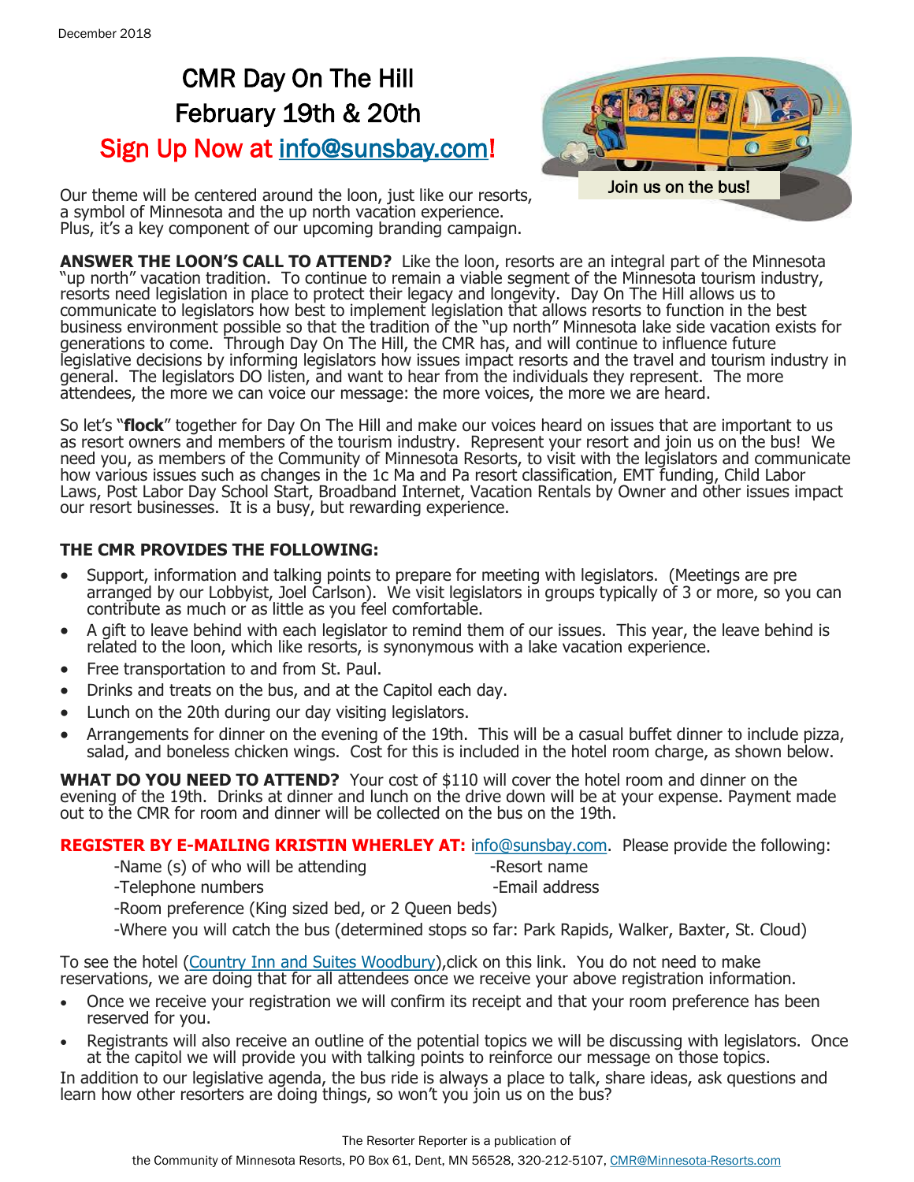December 2018

# CMR Day On The Hill
## February 19th & 20th
## Sign Up Now at info@sunsbay.com!

Join us on the bus!

Our theme will be centered around the loon, just like our resorts, a symbol of Minnesota and the up north vacation experience. Plus, it's a key component of our upcoming branding campaign.

**ANSWER THE LOON'S CALL TO ATTEND?** Like the loon, resorts are an integral part of the Minnesota "up north" vacation tradition. To continue to remain a viable segment of the Minnesota tourism industry, resorts need legislation in place to protect their legacy and longevity. Day On The Hill allows us to communicate to legislators how best to implement legislation that allows resorts to function in the best business environment possible so that the tradition of the "up north" Minnesota lake side vacation exists for generations to come. Through Day On The Hill, the CMR has, and will continue to influence future legislative decisions by informing legislators how issues impact resorts and the travel and tourism industry in general. The legislators DO listen, and want to hear from the individuals they represent. The more attendees, the more we can voice our message: the more voices, the more we are heard.

So let's "**flock**" together for Day On The Hill and make our voices heard on issues that are important to us as resort owners and members of the tourism industry. Represent your resort and join us on the bus! We need you, as members of the Community of Minnesota Resorts, to visit with the legislators and communicate how various issues such as changes in the 1c Ma and Pa resort classification, EMT funding, Child Labor Laws, Post Labor Day School Start, Broadband Internet, Vacation Rentals by Owner and other issues impact our resort businesses. It is a busy, but rewarding experience.

**THE CMR PROVIDES THE FOLLOWING:**

- Support, information and talking points to prepare for meeting with legislators. (Meetings are pre arranged by our Lobbyist, Joel Carlson). We visit legislators in groups typically of 3 or more, so you can contribute as much or as little as you feel comfortable.
- A gift to leave behind with each legislator to remind them of our issues. This year, the leave behind is related to the loon, which like resorts, is synonymous with a lake vacation experience.
- Free transportation to and from St. Paul.
- Drinks and treats on the bus, and at the Capitol each day.
- Lunch on the 20th during our day visiting legislators.
- Arrangements for dinner on the evening of the 19th. This will be a casual buffet dinner to include pizza, salad, and boneless chicken wings. Cost for this is included in the hotel room charge, as shown below.

**WHAT DO YOU NEED TO ATTEND?** Your cost of $110 will cover the hotel room and dinner on the evening of the 19th. Drinks at dinner and lunch on the drive down will be at your expense. Payment made out to the CMR for room and dinner will be collected on the bus on the 19th.

**REGISTER BY E-MAILING KRISTIN WHERLEY AT:** info@sunsbay.com. Please provide the following:

-Name (s) of who will be attending
-Resort name
-Telephone numbers
-Email address
-Room preference (King sized bed, or 2 Queen beds)
-Where you will catch the bus (determined stops so far: Park Rapids, Walker, Baxter, St. Cloud)

To see the hotel (Country Inn and Suites Woodbury),click on this link. You do not need to make reservations, we are doing that for all attendees once we receive your above registration information.

- Once we receive your registration we will confirm its receipt and that your room preference has been reserved for you.
- Registrants will also receive an outline of the potential topics we will be discussing with legislators. Once at the capitol we will provide you with talking points to reinforce our message on those topics.

In addition to our legislative agenda, the bus ride is always a place to talk, share ideas, ask questions and learn how other resorters are doing things, so won't you join us on the bus?

The Resorter Reporter is a publication of
the Community of Minnesota Resorts, PO Box 61, Dent, MN 56528, 320-212-5107, CMR@Minnesota-Resorts.com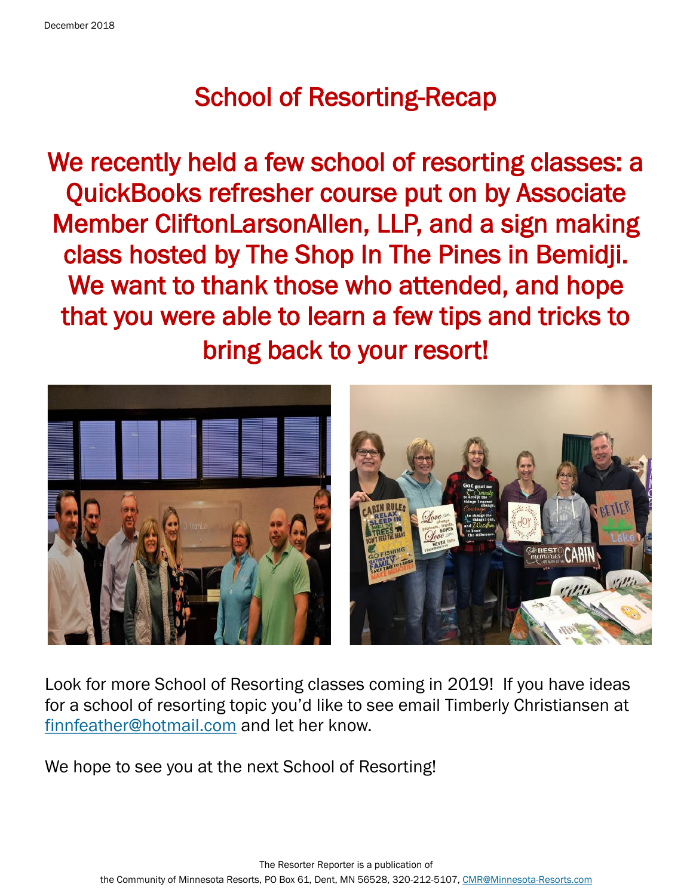# School of Resorting-Recap

**We recently held a few school of resorting classes: a QuickBooks refresher course put on by Associate Member CliftonLarsonAllen, LLP, and a sign making class hosted by The Shop In The Pines in Bemidji. We want to thank those who attended, and hope that you were able to learn a few tips and tricks to bring back to your resort!**

Look for more School of Resorting classes coming in 2019! If you have ideas for a school of resorting topic you'd like to see email Timberly Christiansen at finnfeather@hotmail.com and let her know.

We hope to see you at the next School of Resorting!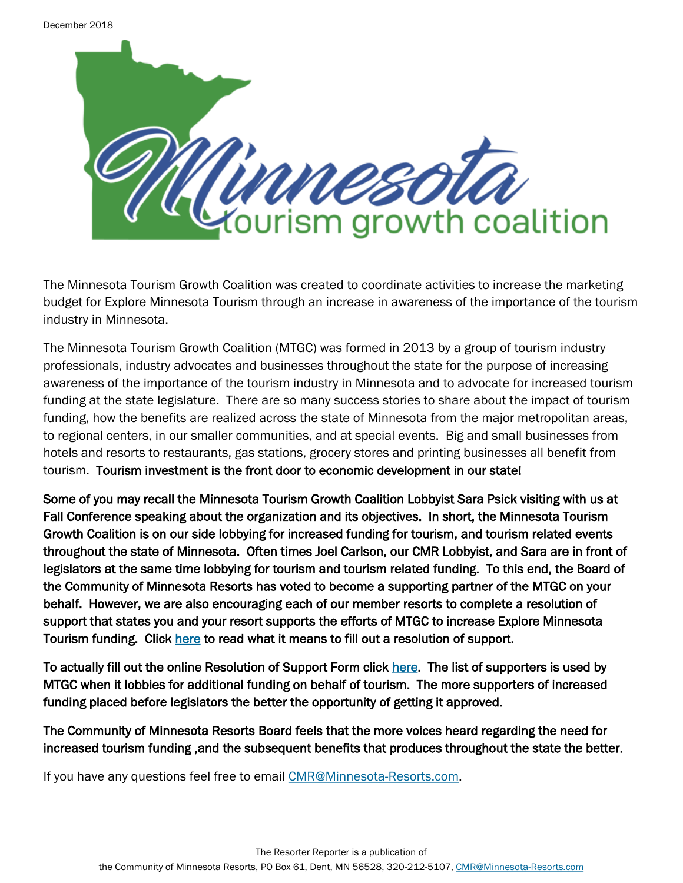December 2018

# Minnesota tourism growth coalition

The Minnesota Tourism Growth Coalition was created to coordinate activities to increase the marketing budget for Explore Minnesota Tourism through an increase in awareness of the importance of the tourism industry in Minnesota.

The Minnesota Tourism Growth Coalition (MTGC) was formed in 2013 by a group of tourism industry professionals, industry advocates and businesses throughout the state for the purpose of increasing awareness of the importance of the tourism industry in Minnesota and to advocate for increased tourism funding at the state legislature. There are so many success stories to share about the impact of tourism funding, how the benefits are realized across the state of Minnesota from the major metropolitan areas, to regional centers, in our smaller communities, and at special events. Big and small businesses from hotels and resorts to restaurants, gas stations, grocery stores and printing businesses all benefit from tourism. **Tourism investment is the front door to economic development in our state!**

**Some of you may recall the Minnesota Tourism Growth Coalition Lobbyist Sara Psick visiting with us at Fall Conference speaking about the organization and its objectives. In short, the Minnesota Tourism Growth Coalition is on our side lobbying for increased funding for tourism, and tourism related events throughout the state of Minnesota. Often times Joel Carlson, our CMR Lobbyist, and Sara are in front of legislators at the same time lobbying for tourism and tourism related funding. To this end, the Board of the Community of Minnesota Resorts has voted to become a supporting partner of the MTGC on your behalf. However, we are also encouraging each of our member resorts to complete a resolution of support that states you and your resort supports the efforts of MTGC to increase Explore Minnesota Tourism funding. Click here to read what it means to fill out a resolution of support.**

**To actually fill out the online Resolution of Support Form click here. The list of supporters is used by MTGC when it lobbies for additional funding on behalf of tourism. The more supporters of increased funding placed before legislators the better the opportunity of getting it approved.**

**The Community of Minnesota Resorts Board feels that the more voices heard regarding the need for increased tourism funding ,and the subsequent benefits that produces throughout the state the better.**

If you have any questions feel free to email CMR@Minnesota-Resorts.com.

The Resorter Reporter is a publication of
the Community of Minnesota Resorts, PO Box 61, Dent, MN 56528, 320-212-5107, CMR@Minnesota-Resorts.com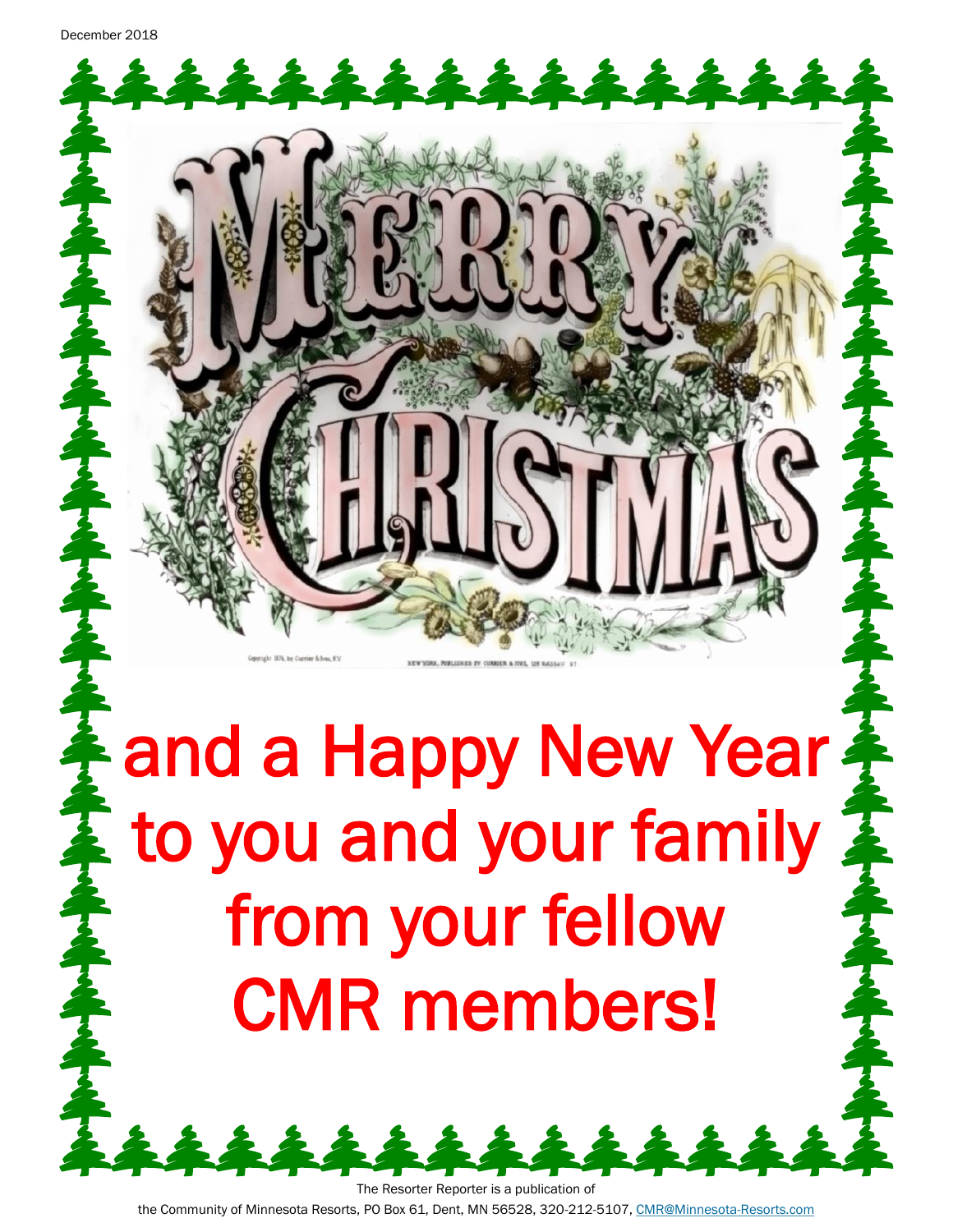Merry Christmas

and a Happy New Year to you and your family from your fellow CMR members!

The Resorter Reporter is a publication of the Community of Minnesota Resorts, PO Box 61, Dent, MN 56528, 320-212-5107, CMR@Minnesota-Resorts.com